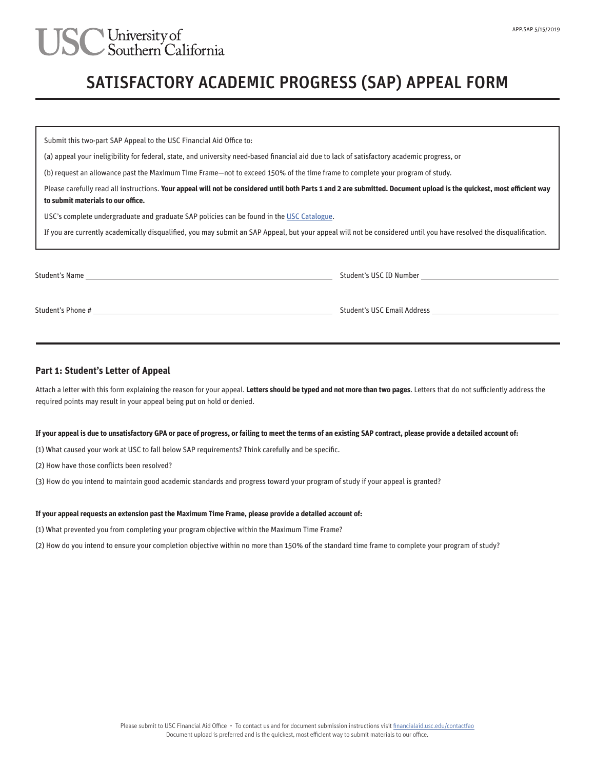USC University of Southern California

APP.SAP 5/15/2019

# SATISFACTORY ACADEMIC PROGRESS (SAP) APPEAL FORM

Submit this two-part SAP Appeal to the USC Financial Aid Office to:

(a) appeal your ineligibility for federal, state, and university need-based financial aid due to lack of satisfactory academic progress, or

(b) request an allowance past the Maximum Time Frame—not to exceed 150% of the time frame to complete your program of study.

Please carefully read all instructions. **Your appeal will not be considered until both Parts 1 and 2 are submitted. Document upload is the quickest, most efficient way to submit materials to our office.**

USC's complete undergraduate and graduate SAP policies can be found in the USC Catalogue.

If you are currently academically disqualified, you may submit an SAP Appeal, but your appeal will not be considered until you have resolved the disqualification.

Student's Name ______________________________ Student's USC ID Number ______________________________

Student's Phone # ______________________________ Student's USC Email Address ______________________________

## Part 1: Student's Letter of Appeal

Attach a letter with this form explaining the reason for your appeal. **Letters should be typed and not more than two pages**. Letters that do not sufficiently address the required points may result in your appeal being put on hold or denied.

**If your appeal is due to unsatisfactory GPA or pace of progress, or failing to meet the terms of an existing SAP contract, please provide a detailed account of:**

(1) What caused your work at USC to fall below SAP requirements? Think carefully and be specific.

(2) How have those conflicts been resolved?

(3) How do you intend to maintain good academic standards and progress toward your program of study if your appeal is granted?

**If your appeal requests an extension past the Maximum Time Frame, please provide a detailed account of:**

(1) What prevented you from completing your program objective within the Maximum Time Frame?

(2) How do you intend to ensure your completion objective within no more than 150% of the standard time frame to complete your program of study?

Please submit to USC Financial Aid Office • To contact us and for document submission instructions visit financialaid.usc.edu/contactfao
Document upload is preferred and is the quickest, most efficient way to submit materials to our office.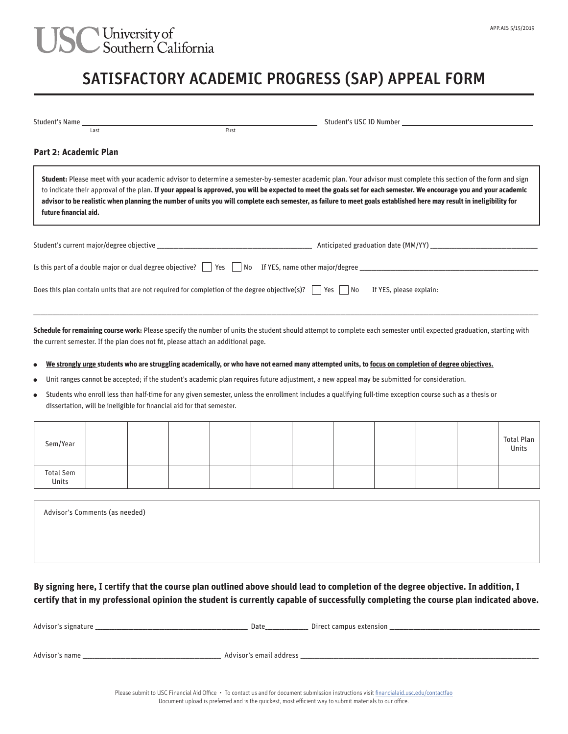# USC University of Southern California

APP.AIS 5/15/2019

# SATISFACTORY ACADEMIC PROGRESS (SAP) APPEAL FORM

Student's Name ______________________________ (Last) ______________________________ (First)   Student's USC ID Number ______________________________

## Part 2: Academic Plan

**Student:** Please meet with your academic advisor to determine a semester-by-semester academic plan. Your advisor must complete this section of the form and sign to indicate their approval of the plan. **If your appeal is approved, you will be expected to meet the goals set for each semester. We encourage you and your academic advisor to be realistic when planning the number of units you will complete each semester, as failure to meet goals established here may result in ineligibility for future financial aid.**

Student's current major/degree objective ______________________________ Anticipated graduation date (MM/YY) ______________________________

Is this part of a double major or dual degree objective? ☐ Yes ☐ No   If YES, name other major/degree ______________________________

Does this plan contain units that are not required for completion of the degree objective(s)? ☐ Yes ☐ No   If YES, please explain:

______________________________________________________________________________

**Schedule for remaining course work:** Please specify the number of units the student should attempt to complete each semester until expected graduation, starting with the current semester. If the plan does not fit, please attach an additional page.

- **We strongly urge students who are struggling academically, or who have not earned many attempted units, to focus on completion of degree objectives.**
- Unit ranges cannot be accepted; if the student's academic plan requires future adjustment, a new appeal may be submitted for consideration.
- Students who enroll less than half-time for any given semester, unless the enrollment includes a qualifying full-time exception course such as a thesis or dissertation, will be ineligible for financial aid for that semester.

| Sem/Year | | | | | | | | | | | Total Plan Units |
|---|---|---|---|---|---|---|---|---|---|---|---|
| Total Sem Units | | | | | | | | | | | |

Advisor's Comments (as needed)

**By signing here, I certify that the course plan outlined above should lead to completion of the degree objective. In addition, I certify that in my professional opinion the student is currently capable of successfully completing the course plan indicated above.**

Advisor's signature ______________________________ Date__________ Direct campus extension ______________________________

Advisor's name ______________________________ Advisor's email address ______________________________

Please submit to USC Financial Aid Office • To contact us and for document submission instructions visit financialaid.usc.edu/contactfao
Document upload is preferred and is the quickest, most efficient way to submit materials to our office.